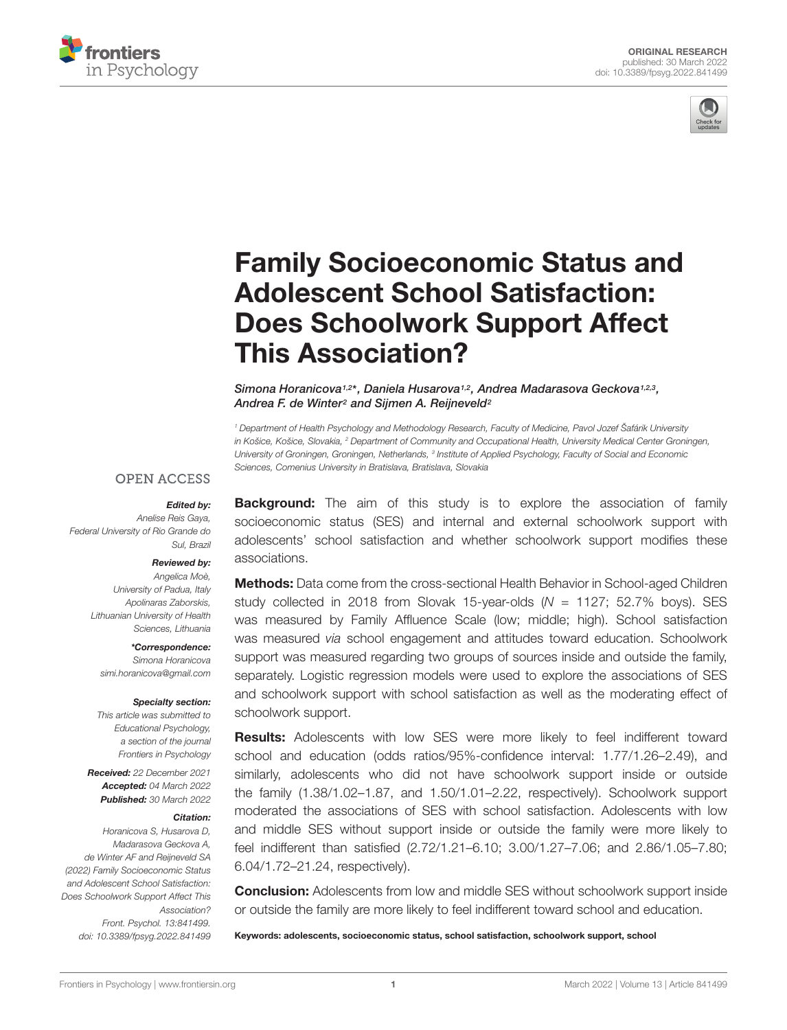ORIGINAL RESEARCH
published: 30 March 2022
doi: 10.3389/fpsyg.2022.841499

# Family Socioeconomic Status and Adolescent School Satisfaction: Does Schoolwork Support Affect This Association?

*Simona Horanicova[1,2]\*, Daniela Husarova[1,2], Andrea Madarasova Geckova[1,2,3], Andrea F. de Winter[2] and Sijmen A. Reijneveld[2]*

[1] Department of Health Psychology and Methodology Research, Faculty of Medicine, Pavol Jozef Šafárik University in Košice, Košice, Slovakia, [2] Department of Community and Occupational Health, University Medical Center Groningen, University of Groningen, Groningen, Netherlands, [3] Institute of Applied Psychology, Faculty of Social and Economic Sciences, Comenius University in Bratislava, Bratislava, Slovakia

OPEN ACCESS

***Edited by:***
*Anelise Reis Gaya, Federal University of Rio Grande do Sul, Brazil*

***Reviewed by:***
*Angelica Moè, University of Padua, Italy*
*Apolinaras Zaborskis, Lithuanian University of Health Sciences, Lithuania*

***\*Correspondence:***
*Simona Horanicova*
*simi.horanicova@gmail.com*

***Specialty section:***
*This article was submitted to Educational Psychology, a section of the journal Frontiers in Psychology*

***Received:*** *22 December 2021*
***Accepted:*** *04 March 2022*
***Published:*** *30 March 2022*

***Citation:***
*Horanicova S, Husarova D, Madarasova Geckova A, de Winter AF and Reijneveld SA (2022) Family Socioeconomic Status and Adolescent School Satisfaction: Does Schoolwork Support Affect This Association? Front. Psychol. 13:841499. doi: 10.3389/fpsyg.2022.841499*

**Background:** The aim of this study is to explore the association of family socioeconomic status (SES) and internal and external schoolwork support with adolescents' school satisfaction and whether schoolwork support modifies these associations.

**Methods:** Data come from the cross-sectional Health Behavior in School-aged Children study collected in 2018 from Slovak 15-year-olds ($N$ = 1127; 52.7% boys). SES was measured by Family Affluence Scale (low; middle; high). School satisfaction was measured *via* school engagement and attitudes toward education. Schoolwork support was measured regarding two groups of sources inside and outside the family, separately. Logistic regression models were used to explore the associations of SES and schoolwork support with school satisfaction as well as the moderating effect of schoolwork support.

**Results:** Adolescents with low SES were more likely to feel indifferent toward school and education (odds ratios/95%-confidence interval: 1.77/1.26–2.49), and similarly, adolescents who did not have schoolwork support inside or outside the family (1.38/1.02–1.87, and 1.50/1.01–2.22, respectively). Schoolwork support moderated the associations of SES with school satisfaction. Adolescents with low and middle SES without support inside or outside the family were more likely to feel indifferent than satisfied (2.72/1.21–6.10; 3.00/1.27–7.06; and 2.86/1.05–7.80; 6.04/1.72–21.24, respectively).

**Conclusion:** Adolescents from low and middle SES without schoolwork support inside or outside the family are more likely to feel indifferent toward school and education.

**Keywords: adolescents, socioeconomic status, school satisfaction, schoolwork support, school**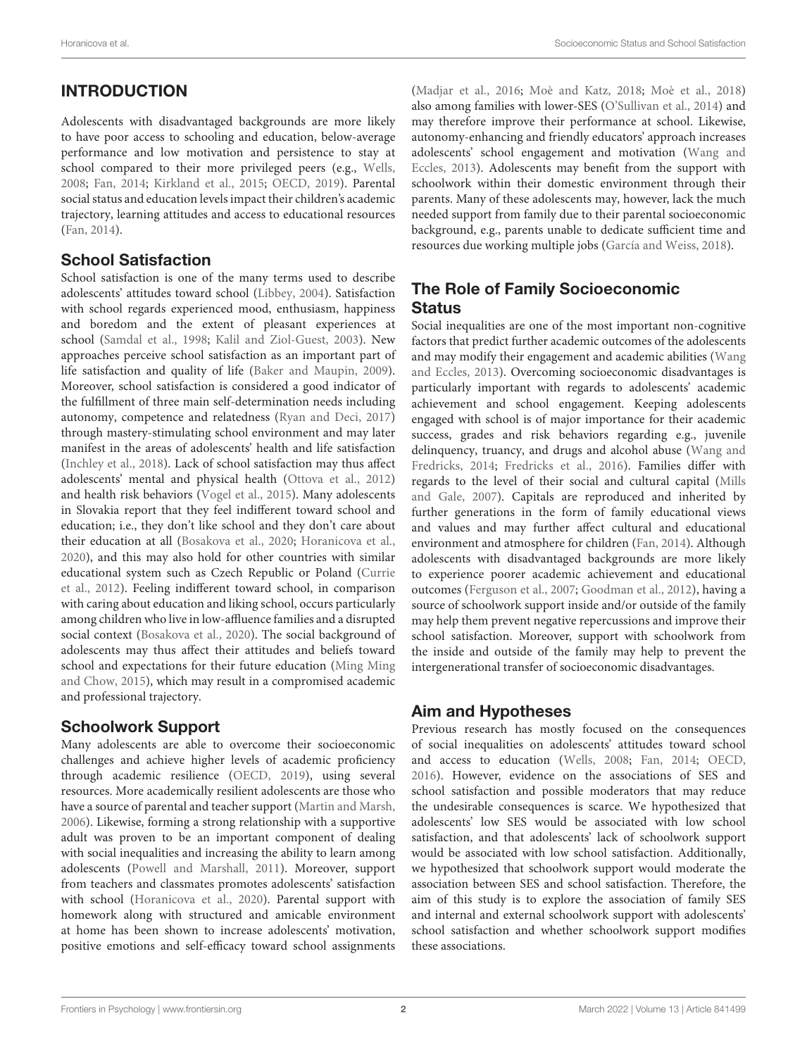## INTRODUCTION

Adolescents with disadvantaged backgrounds are more likely to have poor access to schooling and education, below-average performance and low motivation and persistence to stay at school compared to their more privileged peers (e.g., Wells, 2008; Fan, 2014; Kirkland et al., 2015; OECD, 2019). Parental social status and education levels impact their children's academic trajectory, learning attitudes and access to educational resources (Fan, 2014).

### School Satisfaction

School satisfaction is one of the many terms used to describe adolescents' attitudes toward school (Libbey, 2004). Satisfaction with school regards experienced mood, enthusiasm, happiness and boredom and the extent of pleasant experiences at school (Samdal et al., 1998; Kalil and Ziol-Guest, 2003). New approaches perceive school satisfaction as an important part of life satisfaction and quality of life (Baker and Maupin, 2009). Moreover, school satisfaction is considered a good indicator of the fulfillment of three main self-determination needs including autonomy, competence and relatedness (Ryan and Deci, 2017) through mastery-stimulating school environment and may later manifest in the areas of adolescents' health and life satisfaction (Inchley et al., 2018). Lack of school satisfaction may thus affect adolescents' mental and physical health (Ottova et al., 2012) and health risk behaviors (Vogel et al., 2015). Many adolescents in Slovakia report that they feel indifferent toward school and education; i.e., they don't like school and they don't care about their education at all (Bosakova et al., 2020; Horanicova et al., 2020), and this may also hold for other countries with similar educational system such as Czech Republic or Poland (Currie et al., 2012). Feeling indifferent toward school, in comparison with caring about education and liking school, occurs particularly among children who live in low-affluence families and a disrupted social context (Bosakova et al., 2020). The social background of adolescents may thus affect their attitudes and beliefs toward school and expectations for their future education (Ming Ming and Chow, 2015), which may result in a compromised academic and professional trajectory.

### Schoolwork Support

Many adolescents are able to overcome their socioeconomic challenges and achieve higher levels of academic proficiency through academic resilience (OECD, 2019), using several resources. More academically resilient adolescents are those who have a source of parental and teacher support (Martin and Marsh, 2006). Likewise, forming a strong relationship with a supportive adult was proven to be an important component of dealing with social inequalities and increasing the ability to learn among adolescents (Powell and Marshall, 2011). Moreover, support from teachers and classmates promotes adolescents' satisfaction with school (Horanicova et al., 2020). Parental support with homework along with structured and amicable environment at home has been shown to increase adolescents' motivation, positive emotions and self-efficacy toward school assignments (Madjar et al., 2016; Moè and Katz, 2018; Moè et al., 2018) also among families with lower-SES (O'Sullivan et al., 2014) and may therefore improve their performance at school. Likewise, autonomy-enhancing and friendly educators' approach increases adolescents' school engagement and motivation (Wang and Eccles, 2013). Adolescents may benefit from the support with schoolwork within their domestic environment through their parents. Many of these adolescents may, however, lack the much needed support from family due to their parental socioeconomic background, e.g., parents unable to dedicate sufficient time and resources due working multiple jobs (García and Weiss, 2018).

### The Role of Family Socioeconomic Status

Social inequalities are one of the most important non-cognitive factors that predict further academic outcomes of the adolescents and may modify their engagement and academic abilities (Wang and Eccles, 2013). Overcoming socioeconomic disadvantages is particularly important with regards to adolescents' academic achievement and school engagement. Keeping adolescents engaged with school is of major importance for their academic success, grades and risk behaviors regarding e.g., juvenile delinquency, truancy, and drugs and alcohol abuse (Wang and Fredricks, 2014; Fredricks et al., 2016). Families differ with regards to the level of their social and cultural capital (Mills and Gale, 2007). Capitals are reproduced and inherited by further generations in the form of family educational views and values and may further affect cultural and educational environment and atmosphere for children (Fan, 2014). Although adolescents with disadvantaged backgrounds are more likely to experience poorer academic achievement and educational outcomes (Ferguson et al., 2007; Goodman et al., 2012), having a source of schoolwork support inside and/or outside of the family may help them prevent negative repercussions and improve their school satisfaction. Moreover, support with schoolwork from the inside and outside of the family may help to prevent the intergenerational transfer of socioeconomic disadvantages.

### Aim and Hypotheses

Previous research has mostly focused on the consequences of social inequalities on adolescents' attitudes toward school and access to education (Wells, 2008; Fan, 2014; OECD, 2016). However, evidence on the associations of SES and school satisfaction and possible moderators that may reduce the undesirable consequences is scarce. We hypothesized that adolescents' low SES would be associated with low school satisfaction, and that adolescents' lack of schoolwork support would be associated with low school satisfaction. Additionally, we hypothesized that schoolwork support would moderate the association between SES and school satisfaction. Therefore, the aim of this study is to explore the association of family SES and internal and external schoolwork support with adolescents' school satisfaction and whether schoolwork support modifies these associations.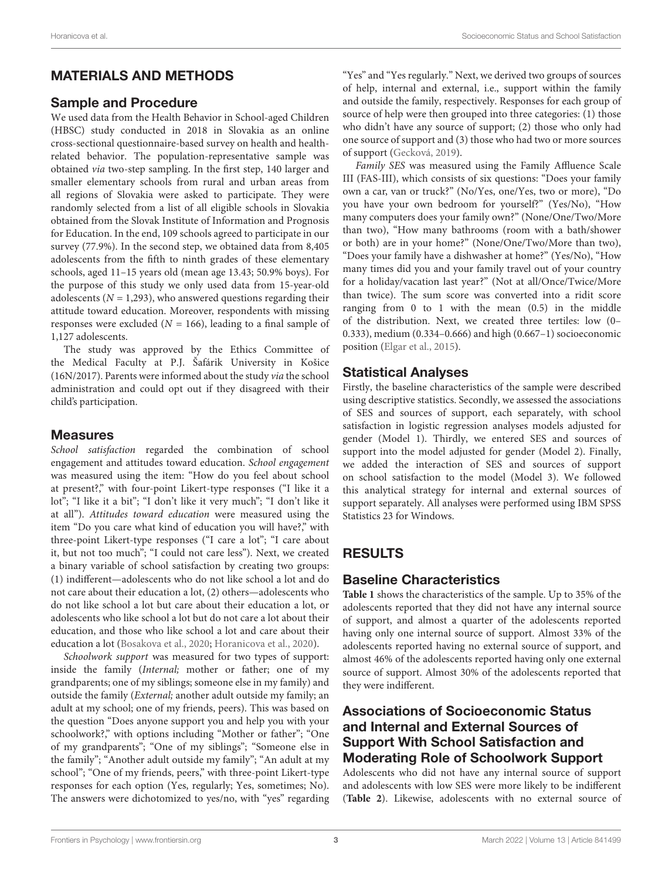## MATERIALS AND METHODS

### Sample and Procedure

We used data from the Health Behavior in School-aged Children (HBSC) study conducted in 2018 in Slovakia as an online cross-sectional questionnaire-based survey on health and health-related behavior. The population-representative sample was obtained *via* two-step sampling. In the first step, 140 larger and smaller elementary schools from rural and urban areas from all regions of Slovakia were asked to participate. They were randomly selected from a list of all eligible schools in Slovakia obtained from the Slovak Institute of Information and Prognosis for Education. In the end, 109 schools agreed to participate in our survey (77.9%). In the second step, we obtained data from 8,405 adolescents from the fifth to ninth grades of these elementary schools, aged 11–15 years old (mean age 13.43; 50.9% boys). For the purpose of this study we only used data from 15-year-old adolescents ($N = 1,293$), who answered questions regarding their attitude toward education. Moreover, respondents with missing responses were excluded ($N = 166$), leading to a final sample of 1,127 adolescents.

The study was approved by the Ethics Committee of the Medical Faculty at P.J. Šafárik University in Košice (16N/2017). Parents were informed about the study *via* the school administration and could opt out if they disagreed with their child's participation.

### Measures

*School satisfaction* regarded the combination of school engagement and attitudes toward education. *School engagement* was measured using the item: "How do you feel about school at present?," with four-point Likert-type responses ("I like it a lot"; "I like it a bit"; "I don't like it very much"; "I don't like it at all"). *Attitudes toward education* were measured using the item "Do you care what kind of education you will have?," with three-point Likert-type responses ("I care a lot"; "I care about it, but not too much"; "I could not care less"). Next, we created a binary variable of school satisfaction by creating two groups: (1) indifferent—adolescents who do not like school a lot and do not care about their education a lot, (2) others—adolescents who do not like school a lot but care about their education a lot, or adolescents who like school a lot but do not care a lot about their education, and those who like school a lot and care about their education a lot (Bosakova et al., 2020; Horanicova et al., 2020).

*Schoolwork support* was measured for two types of support: inside the family (*Internal;* mother or father; one of my grandparents; one of my siblings; someone else in my family) and outside the family (*External;* another adult outside my family; an adult at my school; one of my friends, peers). This was based on the question "Does anyone support you and help you with your schoolwork?," with options including "Mother or father"; "One of my grandparents"; "One of my siblings"; "Someone else in the family"; "Another adult outside my family"; "An adult at my school"; "One of my friends, peers," with three-point Likert-type responses for each option (Yes, regularly; Yes, sometimes; No). The answers were dichotomized to yes/no, with "yes" regarding "Yes" and "Yes regularly." Next, we derived two groups of sources of help, internal and external, i.e., support within the family and outside the family, respectively. Responses for each group of source of help were then grouped into three categories: (1) those who didn't have any source of support; (2) those who only had one source of support and (3) those who had two or more sources of support (Gecková, 2019).

*Family SES* was measured using the Family Affluence Scale III (FAS-III), which consists of six questions: "Does your family own a car, van or truck?" (No/Yes, one/Yes, two or more), "Do you have your own bedroom for yourself?" (Yes/No), "How many computers does your family own?" (None/One/Two/More than two), "How many bathrooms (room with a bath/shower or both) are in your home?" (None/One/Two/More than two), "Does your family have a dishwasher at home?" (Yes/No), "How many times did you and your family travel out of your country for a holiday/vacation last year?" (Not at all/Once/Twice/More than twice). The sum score was converted into a ridit score ranging from 0 to 1 with the mean (0.5) in the middle of the distribution. Next, we created three tertiles: low (0–0.333), medium (0.334–0.666) and high (0.667–1) socioeconomic position (Elgar et al., 2015).

### Statistical Analyses

Firstly, the baseline characteristics of the sample were described using descriptive statistics. Secondly, we assessed the associations of SES and sources of support, each separately, with school satisfaction in logistic regression analyses models adjusted for gender (Model 1). Thirdly, we entered SES and sources of support into the model adjusted for gender (Model 2). Finally, we added the interaction of SES and sources of support on school satisfaction to the model (Model 3). We followed this analytical strategy for internal and external sources of support separately. All analyses were performed using IBM SPSS Statistics 23 for Windows.

## RESULTS

### Baseline Characteristics

**Table 1** shows the characteristics of the sample. Up to 35% of the adolescents reported that they did not have any internal source of support, and almost a quarter of the adolescents reported having only one internal source of support. Almost 33% of the adolescents reported having no external source of support, and almost 46% of the adolescents reported having only one external source of support. Almost 30% of the adolescents reported that they were indifferent.

### Associations of Socioeconomic Status and Internal and External Sources of Support With School Satisfaction and Moderating Role of Schoolwork Support

Adolescents who did not have any internal source of support and adolescents with low SES were more likely to be indifferent (**Table 2**). Likewise, adolescents with no external source of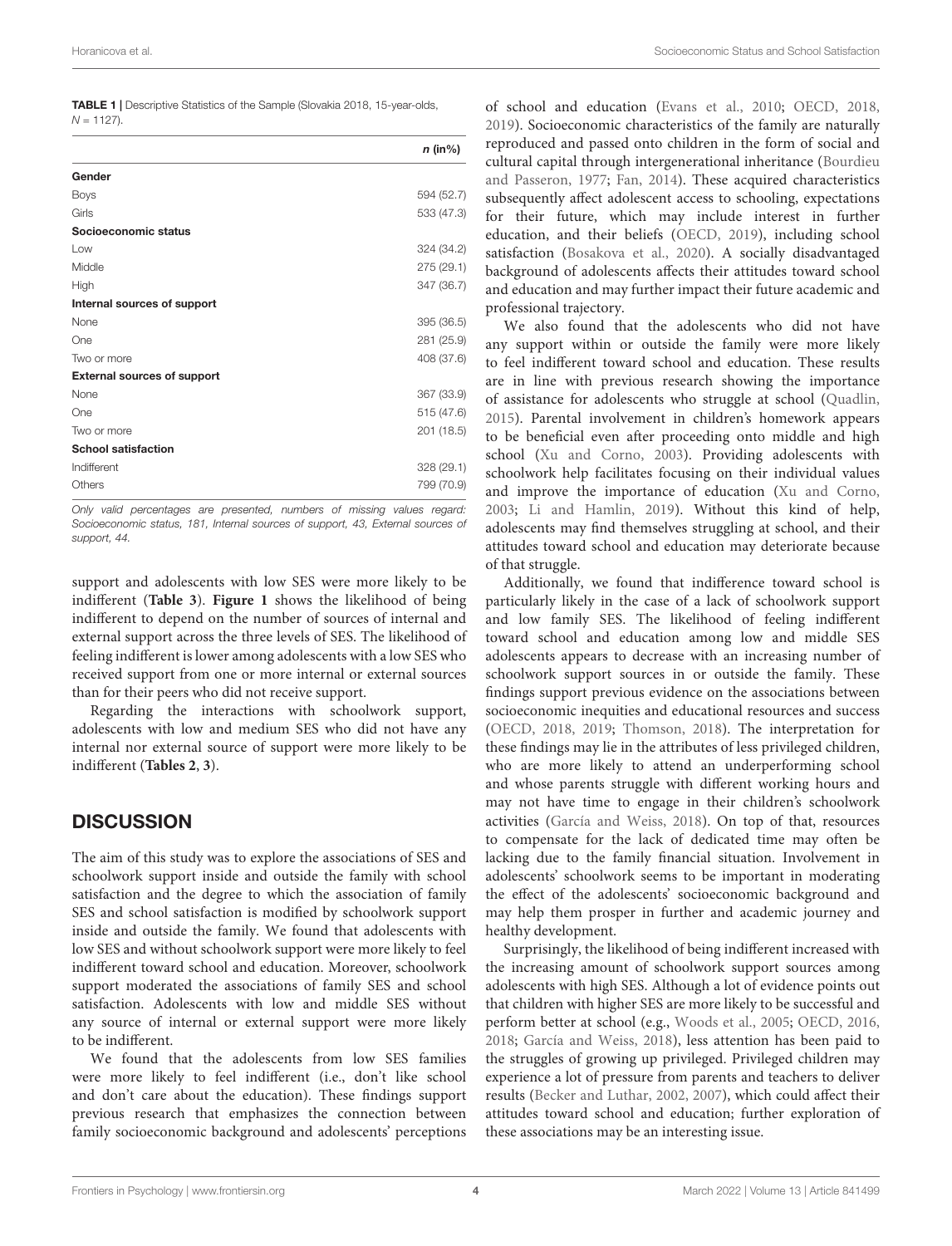**TABLE 1 |** Descriptive Statistics of the Sample (Slovakia 2018, 15-year-olds, $N = 1127$).

| | *n* (in%) |
|---|---|
| **Gender** | |
| Boys | 594 (52.7) |
| Girls | 533 (47.3) |
| **Socioeconomic status** | |
| Low | 324 (34.2) |
| Middle | 275 (29.1) |
| High | 347 (36.7) |
| **Internal sources of support** | |
| None | 395 (36.5) |
| One | 281 (25.9) |
| Two or more | 408 (37.6) |
| **External sources of support** | |
| None | 367 (33.9) |
| One | 515 (47.6) |
| Two or more | 201 (18.5) |
| **School satisfaction** | |
| Indifferent | 328 (29.1) |
| Others | 799 (70.9) |

*Only valid percentages are presented, numbers of missing values regard: Socioeconomic status, 181, Internal sources of support, 43, External sources of support, 44.*

support and adolescents with low SES were more likely to be indifferent (**Table 3**). **Figure 1** shows the likelihood of being indifferent to depend on the number of sources of internal and external support across the three levels of SES. The likelihood of feeling indifferent is lower among adolescents with a low SES who received support from one or more internal or external sources than for their peers who did not receive support.

Regarding the interactions with schoolwork support, adolescents with low and medium SES who did not have any internal nor external source of support were more likely to be indifferent (**Tables 2**, **3**).

## DISCUSSION

The aim of this study was to explore the associations of SES and schoolwork support inside and outside the family with school satisfaction and the degree to which the association of family SES and school satisfaction is modified by schoolwork support inside and outside the family. We found that adolescents with low SES and without schoolwork support were more likely to feel indifferent toward school and education. Moreover, schoolwork support moderated the associations of family SES and school satisfaction. Adolescents with low and middle SES without any source of internal or external support were more likely to be indifferent.

We found that the adolescents from low SES families were more likely to feel indifferent (i.e., don't like school and don't care about the education). These findings support previous research that emphasizes the connection between family socioeconomic background and adolescents' perceptions of school and education (Evans et al., 2010; OECD, 2018, 2019). Socioeconomic characteristics of the family are naturally reproduced and passed onto children in the form of social and cultural capital through intergenerational inheritance (Bourdieu and Passeron, 1977; Fan, 2014). These acquired characteristics subsequently affect adolescent access to schooling, expectations for their future, which may include interest in further education, and their beliefs (OECD, 2019), including school satisfaction (Bosakova et al., 2020). A socially disadvantaged background of adolescents affects their attitudes toward school and education and may further impact their future academic and professional trajectory.

We also found that the adolescents who did not have any support within or outside the family were more likely to feel indifferent toward school and education. These results are in line with previous research showing the importance of assistance for adolescents who struggle at school (Quadlin, 2015). Parental involvement in children's homework appears to be beneficial even after proceeding onto middle and high school (Xu and Corno, 2003). Providing adolescents with schoolwork help facilitates focusing on their individual values and improve the importance of education (Xu and Corno, 2003; Li and Hamlin, 2019). Without this kind of help, adolescents may find themselves struggling at school, and their attitudes toward school and education may deteriorate because of that struggle.

Additionally, we found that indifference toward school is particularly likely in the case of a lack of schoolwork support and low family SES. The likelihood of feeling indifferent toward school and education among low and middle SES adolescents appears to decrease with an increasing number of schoolwork support sources in or outside the family. These findings support previous evidence on the associations between socioeconomic inequities and educational resources and success (OECD, 2018, 2019; Thomson, 2018). The interpretation for these findings may lie in the attributes of less privileged children, who are more likely to attend an underperforming school and whose parents struggle with different working hours and may not have time to engage in their children's schoolwork activities (García and Weiss, 2018). On top of that, resources to compensate for the lack of dedicated time may often be lacking due to the family financial situation. Involvement in adolescents' schoolwork seems to be important in moderating the effect of the adolescents' socioeconomic background and may help them prosper in further and academic journey and healthy development.

Surprisingly, the likelihood of being indifferent increased with the increasing amount of schoolwork support sources among adolescents with high SES. Although a lot of evidence points out that children with higher SES are more likely to be successful and perform better at school (e.g., Woods et al., 2005; OECD, 2016, 2018; García and Weiss, 2018), less attention has been paid to the struggles of growing up privileged. Privileged children may experience a lot of pressure from parents and teachers to deliver results (Becker and Luthar, 2002, 2007), which could affect their attitudes toward school and education; further exploration of these associations may be an interesting issue.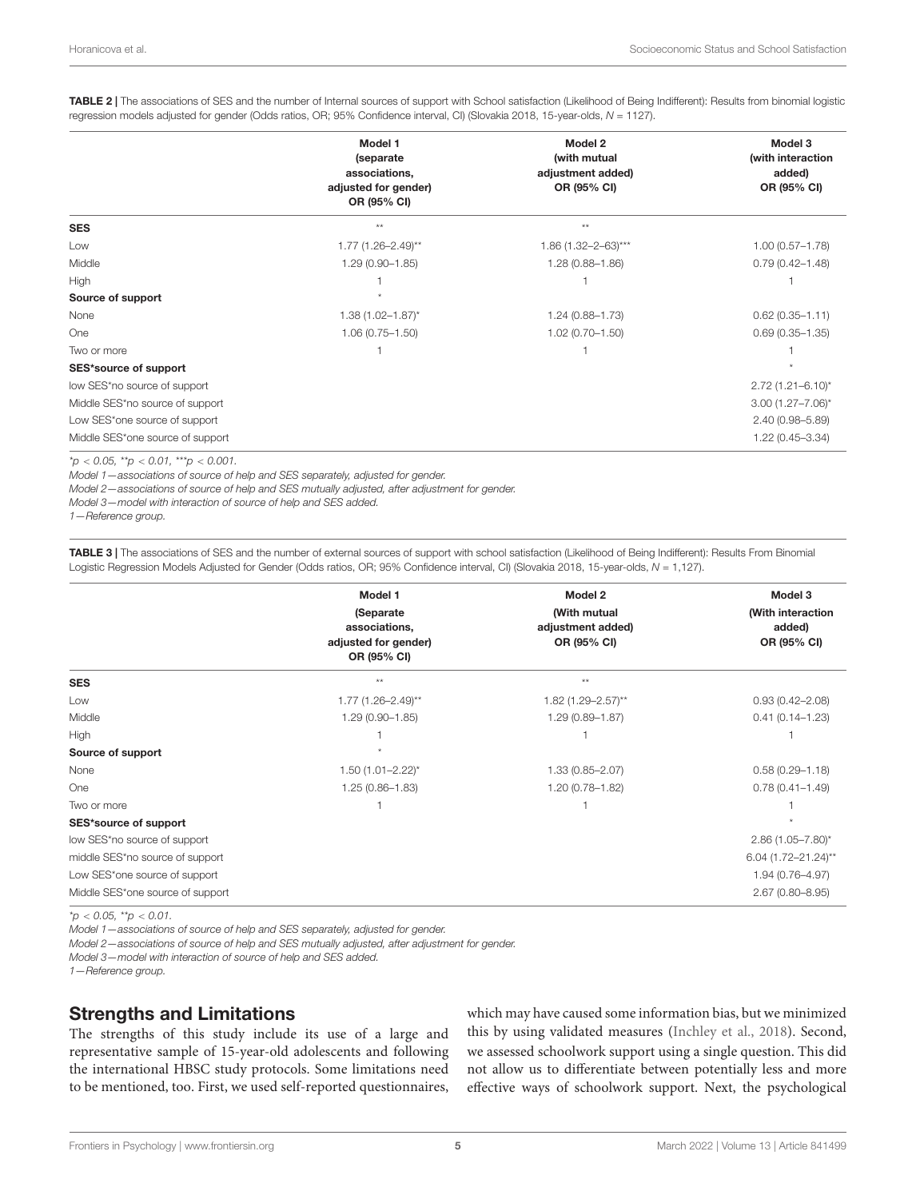**TABLE 2 |** The associations of SES and the number of Internal sources of support with School satisfaction (Likelihood of Being Indifferent): Results from binomial logistic regression models adjusted for gender (Odds ratios, OR; 95% Confidence interval, CI) (Slovakia 2018, 15-year-olds, $N = 1127$).

| | Model 1 (separate associations, adjusted for gender) OR (95% CI) | Model 2 (with mutual adjustment added) OR (95% CI) | Model 3 (with interaction added) OR (95% CI) |
|---|---|---|---|
| **SES** | ** | ** | |
| Low | 1.77 (1.26–2.49)** | 1.86 (1.32–2–63)*** | 1.00 (0.57–1.78) |
| Middle | 1.29 (0.90–1.85) | 1.28 (0.88–1.86) | 0.79 (0.42–1.48) |
| High | 1 | 1 | 1 |
| **Source of support** | * | | |
| None | 1.38 (1.02–1.87)* | 1.24 (0.88–1.73) | 0.62 (0.35–1.11) |
| One | 1.06 (0.75–1.50) | 1.02 (0.70–1.50) | 0.69 (0.35–1.35) |
| Two or more | 1 | 1 | 1 |
| **SES*source of support** | | | * |
| low SES*no source of support | | | 2.72 (1.21–6.10)* |
| Middle SES*no source of support | | | 3.00 (1.27–7.06)* |
| Low SES*one source of support | | | 2.40 (0.98–5.89) |
| Middle SES*one source of support | | | 1.22 (0.45–3.34) |

*$*p < 0.05$, $**p < 0.01$, $***p < 0.001$.*

*Model 1—associations of source of help and SES separately, adjusted for gender.*

*Model 2—associations of source of help and SES mutually adjusted, after adjustment for gender.*

*Model 3—model with interaction of source of help and SES added.*

*1—Reference group.*

**TABLE 3 |** The associations of SES and the number of external sources of support with school satisfaction (Likelihood of Being Indifferent): Results From Binomial Logistic Regression Models Adjusted for Gender (Odds ratios, OR; 95% Confidence interval, CI) (Slovakia 2018, 15-year-olds, $N = 1,127$).

| | Model 1 (Separate associations, adjusted for gender) OR (95% CI) | Model 2 (With mutual adjustment added) OR (95% CI) | Model 3 (With interaction added) OR (95% CI) |
|---|---|---|---|
| **SES** | ** | ** | |
| Low | 1.77 (1.26–2.49)** | 1.82 (1.29–2.57)** | 0.93 (0.42–2.08) |
| Middle | 1.29 (0.90–1.85) | 1.29 (0.89–1.87) | 0.41 (0.14–1.23) |
| High | 1 | 1 | 1 |
| **Source of support** | * | | |
| None | 1.50 (1.01–2.22)* | 1.33 (0.85–2.07) | 0.58 (0.29–1.18) |
| One | 1.25 (0.86–1.83) | 1.20 (0.78–1.82) | 0.78 (0.41–1.49) |
| Two or more | 1 | 1 | 1 |
| **SES*source of support** | | | * |
| low SES*no source of support | | | 2.86 (1.05–7.80)* |
| middle SES*no source of support | | | 6.04 (1.72–21.24)** |
| Low SES*one source of support | | | 1.94 (0.76–4.97) |
| Middle SES*one source of support | | | 2.67 (0.80–8.95) |

*$*p < 0.05$, $**p < 0.01$.*

*Model 1—associations of source of help and SES separately, adjusted for gender.*

*Model 2—associations of source of help and SES mutually adjusted, after adjustment for gender.*

*Model 3—model with interaction of source of help and SES added.*

*1—Reference group.*

## Strengths and Limitations

The strengths of this study include its use of a large and representative sample of 15-year-old adolescents and following the international HBSC study protocols. Some limitations need to be mentioned, too. First, we used self-reported questionnaires, which may have caused some information bias, but we minimized this by using validated measures (Inchley et al., 2018). Second, we assessed schoolwork support using a single question. This did not allow us to differentiate between potentially less and more effective ways of schoolwork support. Next, the psychological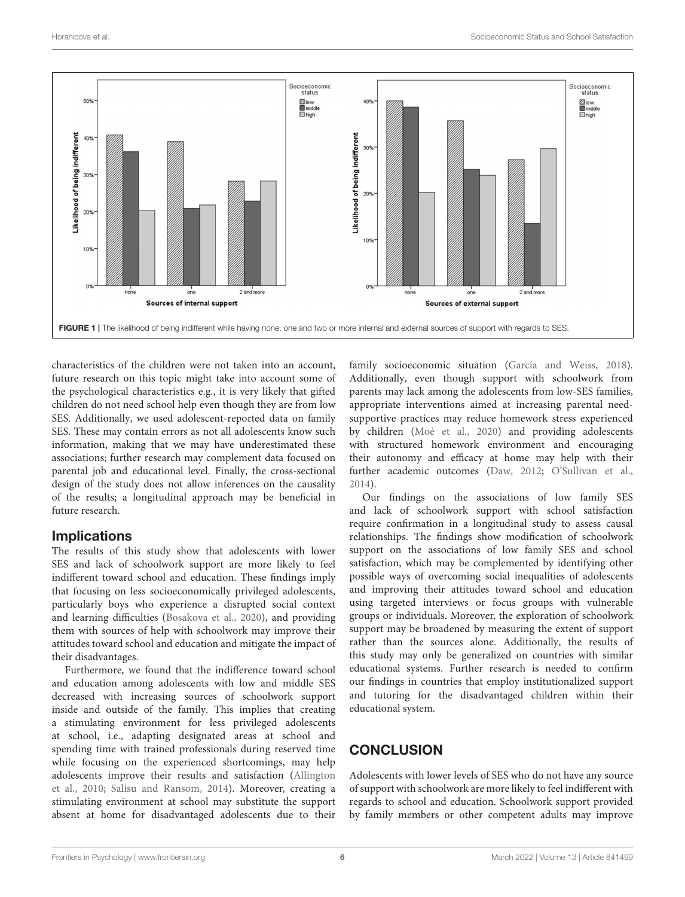FIGURE 1 | The likelihood of being indifferent while having none, one and two or more internal and external sources of support with regards to SES.

characteristics of the children were not taken into an account, future research on this topic might take into account some of the psychological characteristics e.g., it is very likely that gifted children do not need school help even though they are from low SES. Additionally, we used adolescent-reported data on family SES. These may contain errors as not all adolescents know such information, making that we may have underestimated these associations; further research may complement data focused on parental job and educational level. Finally, the cross-sectional design of the study does not allow inferences on the causality of the results; a longitudinal approach may be beneficial in future research.

## Implications

The results of this study show that adolescents with lower SES and lack of schoolwork support are more likely to feel indifferent toward school and education. These findings imply that focusing on less socioeconomically privileged adolescents, particularly boys who experience a disrupted social context and learning difficulties (Bosakova et al., 2020), and providing them with sources of help with schoolwork may improve their attitudes toward school and education and mitigate the impact of their disadvantages.

Furthermore, we found that the indifference toward school and education among adolescents with low and middle SES decreased with increasing sources of schoolwork support inside and outside of the family. This implies that creating a stimulating environment for less privileged adolescents at school, i.e., adapting designated areas at school and spending time with trained professionals during reserved time while focusing on the experienced shortcomings, may help adolescents improve their results and satisfaction (Allington et al., 2010; Salisu and Ransom, 2014). Moreover, creating a stimulating environment at school may substitute the support absent at home for disadvantaged adolescents due to their family socioeconomic situation (García and Weiss, 2018). Additionally, even though support with schoolwork from parents may lack among the adolescents from low-SES families, appropriate interventions aimed at increasing parental need-supportive practices may reduce homework stress experienced by children (Moé et al., 2020) and providing adolescents with structured homework environment and encouraging their autonomy and efficacy at home may help with their further academic outcomes (Daw, 2012; O'Sullivan et al., 2014).

Our findings on the associations of low family SES and lack of schoolwork support with school satisfaction require confirmation in a longitudinal study to assess causal relationships. The findings show modification of schoolwork support on the associations of low family SES and school satisfaction, which may be complemented by identifying other possible ways of overcoming social inequalities of adolescents and improving their attitudes toward school and education using targeted interviews or focus groups with vulnerable groups or individuals. Moreover, the exploration of schoolwork support may be broadened by measuring the extent of support rather than the sources alone. Additionally, the results of this study may only be generalized on countries with similar educational systems. Further research is needed to confirm our findings in countries that employ institutionalized support and tutoring for the disadvantaged children within their educational system.

## CONCLUSION

Adolescents with lower levels of SES who do not have any source of support with schoolwork are more likely to feel indifferent with regards to school and education. Schoolwork support provided by family members or other competent adults may improve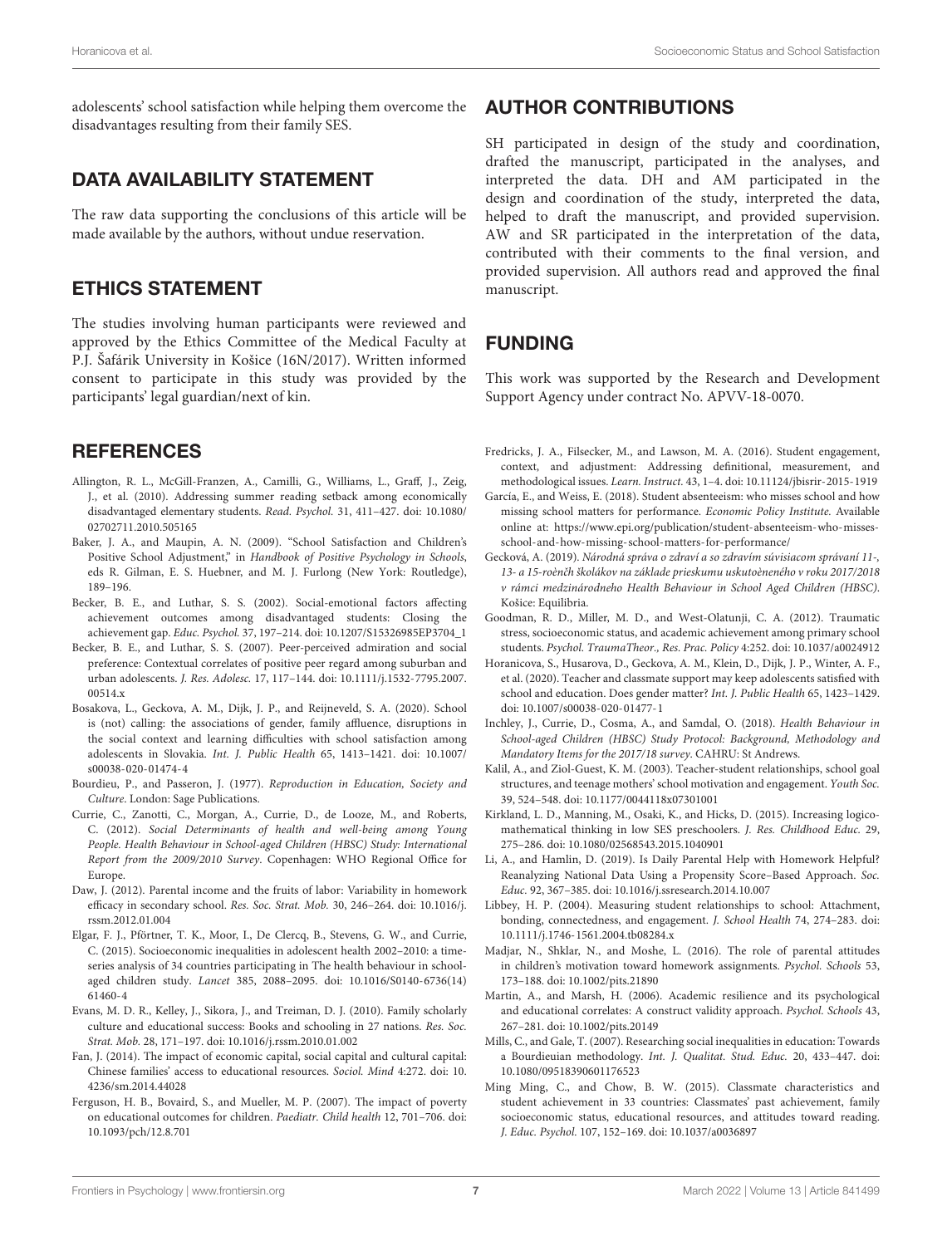adolescents' school satisfaction while helping them overcome the disadvantages resulting from their family SES.

## DATA AVAILABILITY STATEMENT

The raw data supporting the conclusions of this article will be made available by the authors, without undue reservation.

## ETHICS STATEMENT

The studies involving human participants were reviewed and approved by the Ethics Committee of the Medical Faculty at P.J. Šafárik University in Košice (16N/2017). Written informed consent to participate in this study was provided by the participants' legal guardian/next of kin.

## AUTHOR CONTRIBUTIONS

SH participated in design of the study and coordination, drafted the manuscript, participated in the analyses, and interpreted the data. DH and AM participated in the design and coordination of the study, interpreted the data, helped to draft the manuscript, and provided supervision. AW and SR participated in the interpretation of the data, contributed with their comments to the final version, and provided supervision. All authors read and approved the final manuscript.

## FUNDING

This work was supported by the Research and Development Support Agency under contract No. APVV-18-0070.

## REFERENCES

Allington, R. L., McGill-Franzen, A., Camilli, G., Williams, L., Graff, J., Zeig, J., et al. (2010). Addressing summer reading setback among economically disadvantaged elementary students. *Read. Psychol.* 31, 411–427. doi: 10.1080/02702711.2010.505165

Baker, J. A., and Maupin, A. N. (2009). "School Satisfaction and Children's Positive School Adjustment," in *Handbook of Positive Psychology in Schools*, eds R. Gilman, E. S. Huebner, and M. J. Furlong (New York: Routledge), 189–196.

Becker, B. E., and Luthar, S. S. (2002). Social-emotional factors affecting achievement outcomes among disadvantaged students: Closing the achievement gap. *Educ. Psychol.* 37, 197–214. doi: 10.1207/S15326985EP3704_1

Becker, B. E., and Luthar, S. S. (2007). Peer-perceived admiration and social preference: Contextual correlates of positive peer regard among suburban and urban adolescents. *J. Res. Adolesc.* 17, 117–144. doi: 10.1111/j.1532-7795.2007.00514.x

Bosakova, L., Geckova, A. M., Dijk, J. P., and Reijneveld, S. A. (2020). School is (not) calling: the associations of gender, family affluence, disruptions in the social context and learning difficulties with school satisfaction among adolescents in Slovakia. *Int. J. Public Health* 65, 1413–1421. doi: 10.1007/s00038-020-01474-4

Bourdieu, P., and Passeron, J. (1977). *Reproduction in Education, Society and Culture*. London: Sage Publications.

Currie, C., Zanotti, C., Morgan, A., Currie, D., de Looze, M., and Roberts, C. (2012). *Social Determinants of health and well-being among Young People. Health Behaviour in School-aged Children (HBSC) Study: International Report from the 2009/2010 Survey*. Copenhagen: WHO Regional Office for Europe.

Daw, J. (2012). Parental income and the fruits of labor: Variability in homework efficacy in secondary school. *Res. Soc. Strat. Mob.* 30, 246–264. doi: 10.1016/j.rssm.2012.01.004

Elgar, F. J., Pförtner, T. K., Moor, I., De Clercq, B., Stevens, G. W., and Currie, C. (2015). Socioeconomic inequalities in adolescent health 2002–2010: a time-series analysis of 34 countries participating in The health behaviour in school-aged children study. *Lancet* 385, 2088–2095. doi: 10.1016/S0140-6736(14)61460-4

Evans, M. D. R., Kelley, J., Sikora, J., and Treiman, D. J. (2010). Family scholarly culture and educational success: Books and schooling in 27 nations. *Res. Soc. Strat. Mob.* 28, 171–197. doi: 10.1016/j.rssm.2010.01.002

Fan, J. (2014). The impact of economic capital, social capital and cultural capital: Chinese families' access to educational resources. *Sociol. Mind* 4:272. doi: 10.4236/sm.2014.44028

Ferguson, H. B., Bovaird, S., and Mueller, M. P. (2007). The impact of poverty on educational outcomes for children. *Paediatr. Child health* 12, 701–706. doi: 10.1093/pch/12.8.701

Fredricks, J. A., Filsecker, M., and Lawson, M. A. (2016). Student engagement, context, and adjustment: Addressing definitional, measurement, and methodological issues. *Learn. Instruct.* 43, 1–4. doi: 10.11124/jbisrir-2015-1919

García, E., and Weiss, E. (2018). Student absenteeism: who misses school and how missing school matters for performance. *Economic Policy Institute.* Available online at: https://www.epi.org/publication/student-absenteeism-who-misses-school-and-how-missing-school-matters-for-performance/

Gecková, A. (2019). *Národná správa o zdraví a so zdravím súvisiacom správaní 11-, 13- a 15-roènčh školákov na základe prieskumu uskutoèneného v roku 2017/2018 v rámci medzinárodneho Health Behaviour in School Aged Children (HBSC)*. Košice: Equilibria.

Goodman, R. D., Miller, M. D., and West-Olatunji, C. A. (2012). Traumatic stress, socioeconomic status, and academic achievement among primary school students. *Psychol. TraumaTheor., Res. Prac. Policy* 4:252. doi: 10.1037/a0024912

Horanicova, S., Husarova, D., Geckova, A. M., Klein, D., Dijk, J. P., Winter, A. F., et al. (2020). Teacher and classmate support may keep adolescents satisfied with school and education. Does gender matter? *Int. J. Public Health* 65, 1423–1429. doi: 10.1007/s00038-020-01477-1

Inchley, J., Currie, D., Cosma, A., and Samdal, O. (2018). *Health Behaviour in School-aged Children (HBSC) Study Protocol: Background, Methodology and Mandatory Items for the 2017/18 survey*. CAHRU: St Andrews.

Kalil, A., and Ziol-Guest, K. M. (2003). Teacher-student relationships, school goal structures, and teenage mothers' school motivation and engagement. *Youth Soc.* 39, 524–548. doi: 10.1177/0044118x07301001

Kirkland, L. D., Manning, M., Osaki, K., and Hicks, D. (2015). Increasing logico-mathematical thinking in low SES preschoolers. *J. Res. Childhood Educ.* 29, 275–286. doi: 10.1080/02568543.2015.1040901

Li, A., and Hamlin, D. (2019). Is Daily Parental Help with Homework Helpful? Reanalyzing National Data Using a Propensity Score–Based Approach. *Soc. Educ.* 92, 367–385. doi: 10.1016/j.ssresearch.2014.10.007

Libbey, H. P. (2004). Measuring student relationships to school: Attachment, bonding, connectedness, and engagement. *J. School Health* 74, 274–283. doi: 10.1111/j.1746-1561.2004.tb08284.x

Madjar, N., Shklar, N., and Moshe, L. (2016). The role of parental attitudes in children's motivation toward homework assignments. *Psychol. Schools* 53, 173–188. doi: 10.1002/pits.21890

Martin, A., and Marsh, H. (2006). Academic resilience and its psychological and educational correlates: A construct validity approach. *Psychol. Schools* 43, 267–281. doi: 10.1002/pits.20149

Mills, C., and Gale, T. (2007). Researching social inequalities in education: Towards a Bourdieuian methodology. *Int. J. Qualitat. Stud. Educ.* 20, 433–447. doi: 10.1080/09518390601176523

Ming Ming, C., and Chow, B. W. (2015). Classmate characteristics and student achievement in 33 countries: Classmates' past achievement, family socioeconomic status, educational resources, and attitudes toward reading. *J. Educ. Psychol.* 107, 152–169. doi: 10.1037/a0036897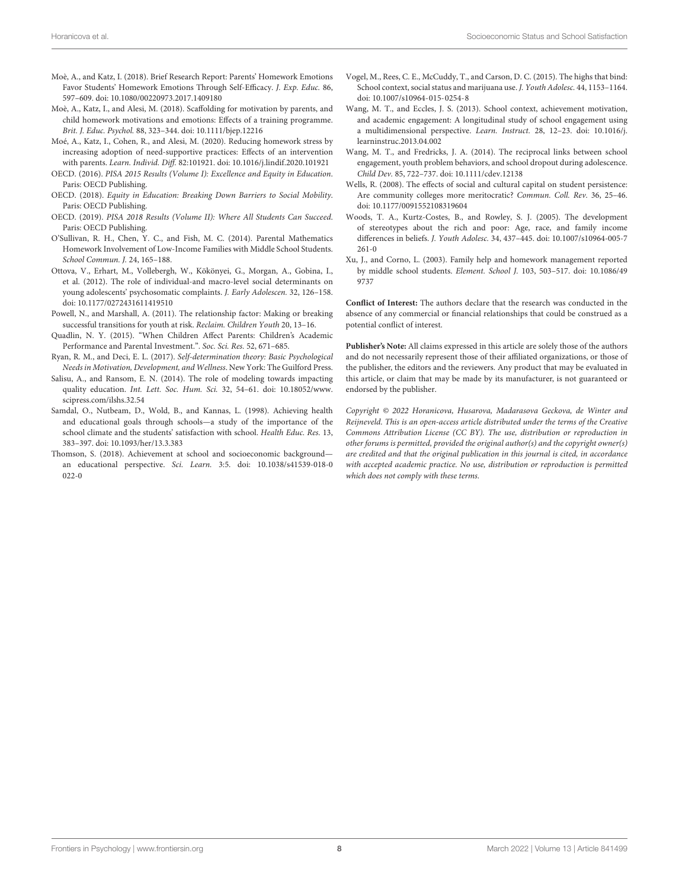Moè, A., and Katz, I. (2018). Brief Research Report: Parents' Homework Emotions Favor Students' Homework Emotions Through Self-Efficacy. *J. Exp. Educ.* 86, 597–609. doi: 10.1080/00220973.2017.1409180

Moè, A., Katz, I., and Alesi, M. (2018). Scaffolding for motivation by parents, and child homework motivations and emotions: Effects of a training programme. *Brit. J. Educ. Psychol.* 88, 323–344. doi: 10.1111/bjep.12216

Moé, A., Katz, I., Cohen, R., and Alesi, M. (2020). Reducing homework stress by increasing adoption of need-supportive practices: Effects of an intervention with parents. *Learn. Individ. Diff.* 82:101921. doi: 10.1016/j.lindif.2020.101921

OECD. (2016). *PISA 2015 Results (Volume I): Excellence and Equity in Education*. Paris: OECD Publishing.

OECD. (2018). *Equity in Education: Breaking Down Barriers to Social Mobility*. Paris: OECD Publishing.

OECD. (2019). *PISA 2018 Results (Volume II): Where All Students Can Succeed*. Paris: OECD Publishing.

O'Sullivan, R. H., Chen, Y. C., and Fish, M. C. (2014). Parental Mathematics Homework Involvement of Low-Income Families with Middle School Students. *School Commun. J.* 24, 165–188.

Ottova, V., Erhart, M., Vollebergh, W., Kökönyei, G., Morgan, A., Gobina, I., et al. (2012). The role of individual-and macro-level social determinants on young adolescents' psychosomatic complaints. *J. Early Adolescen.* 32, 126–158. doi: 10.1177/0272431611419510

Powell, N., and Marshall, A. (2011). The relationship factor: Making or breaking successful transitions for youth at risk. *Reclaim. Children Youth* 20, 13–16.

Quadlin, N. Y. (2015). "When Children Affect Parents: Children's Academic Performance and Parental Investment.". *Soc. Sci. Res.* 52, 671–685.

Ryan, R. M., and Deci, E. L. (2017). *Self-determination theory: Basic Psychological Needs in Motivation, Development, and Wellness*. New York: The Guilford Press.

Salisu, A., and Ransom, E. N. (2014). The role of modeling towards impacting quality education. *Int. Lett. Soc. Hum. Sci.* 32, 54–61. doi: 10.18052/www.scipress.com/ilshs.32.54

Samdal, O., Nutbeam, D., Wold, B., and Kannas, L. (1998). Achieving health and educational goals through schools—a study of the importance of the school climate and the students' satisfaction with school. *Health Educ. Res.* 13, 383–397. doi: 10.1093/her/13.3.383

Thomson, S. (2018). Achievement at school and socioeconomic background—an educational perspective. *Sci. Learn.* 3:5. doi: 10.1038/s41539-018-0022-0

Vogel, M., Rees, C. E., McCuddy, T., and Carson, D. C. (2015). The highs that bind: School context, social status and marijuana use. *J. Youth Adolesc.* 44, 1153–1164. doi: 10.1007/s10964-015-0254-8

Wang, M. T., and Eccles, J. S. (2013). School context, achievement motivation, and academic engagement: A longitudinal study of school engagement using a multidimensional perspective. *Learn. Instruct.* 28, 12–23. doi: 10.1016/j.learninstruc.2013.04.002

Wang, M. T., and Fredricks, J. A. (2014). The reciprocal links between school engagement, youth problem behaviors, and school dropout during adolescence. *Child Dev.* 85, 722–737. doi: 10.1111/cdev.12138

Wells, R. (2008). The effects of social and cultural capital on student persistence: Are community colleges more meritocratic? *Commun. Coll. Rev.* 36, 25–46. doi: 10.1177/0091552108319604

Woods, T. A., Kurtz-Costes, B., and Rowley, S. J. (2005). The development of stereotypes about the rich and poor: Age, race, and family income differences in beliefs. *J. Youth Adolesc.* 34, 437–445. doi: 10.1007/s10964-005-7261-0

Xu, J., and Corno, L. (2003). Family help and homework management reported by middle school students. *Element. School J.* 103, 503–517. doi: 10.1086/499737

**Conflict of Interest:** The authors declare that the research was conducted in the absence of any commercial or financial relationships that could be construed as a potential conflict of interest.

**Publisher's Note:** All claims expressed in this article are solely those of the authors and do not necessarily represent those of their affiliated organizations, or those of the publisher, the editors and the reviewers. Any product that may be evaluated in this article, or claim that may be made by its manufacturer, is not guaranteed or endorsed by the publisher.

*Copyright © 2022 Horanicova, Husarova, Madarasova Geckova, de Winter and Reijneveld. This is an open-access article distributed under the terms of the Creative Commons Attribution License (CC BY). The use, distribution or reproduction in other forums is permitted, provided the original author(s) and the copyright owner(s) are credited and that the original publication in this journal is cited, in accordance with accepted academic practice. No use, distribution or reproduction is permitted which does not comply with these terms.*